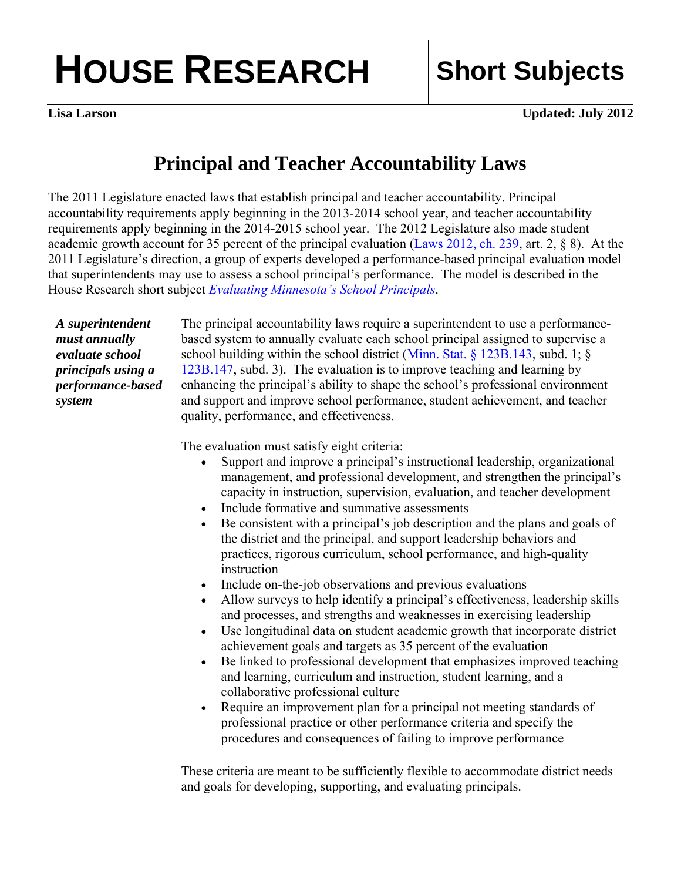# HOUSE RESEARCH

## Short Subjects

**Lisa Larson** **Updated: July 2012**

## Principal and Teacher Accountability Laws

The 2011 Legislature enacted laws that establish principal and teacher accountability. Principal accountability requirements apply beginning in the 2013-2014 school year, and teacher accountability requirements apply beginning in the 2014-2015 school year. The 2012 Legislature also made student academic growth account for 35 percent of the principal evaluation (Laws 2012, ch. 239, art. 2, § 8). At the 2011 Legislature's direction, a group of experts developed a performance-based principal evaluation model that superintendents may use to assess a school principal's performance. The model is described in the House Research short subject *Evaluating Minnesota's School Principals*.

***A superintendent must annually evaluate school principals using a performance-based system***

The principal accountability laws require a superintendent to use a performance-based system to annually evaluate each school principal assigned to supervise a school building within the school district (Minn. Stat. § 123B.143, subd. 1; § 123B.147, subd. 3). The evaluation is to improve teaching and learning by enhancing the principal's ability to shape the school's professional environment and support and improve school performance, student achievement, and teacher quality, performance, and effectiveness.

The evaluation must satisfy eight criteria:

- Support and improve a principal's instructional leadership, organizational management, and professional development, and strengthen the principal's capacity in instruction, supervision, evaluation, and teacher development
- Include formative and summative assessments
- Be consistent with a principal's job description and the plans and goals of the district and the principal, and support leadership behaviors and practices, rigorous curriculum, school performance, and high-quality instruction
- Include on-the-job observations and previous evaluations
- Allow surveys to help identify a principal's effectiveness, leadership skills and processes, and strengths and weaknesses in exercising leadership
- Use longitudinal data on student academic growth that incorporate district achievement goals and targets as 35 percent of the evaluation
- Be linked to professional development that emphasizes improved teaching and learning, curriculum and instruction, student learning, and a collaborative professional culture
- Require an improvement plan for a principal not meeting standards of professional practice or other performance criteria and specify the procedures and consequences of failing to improve performance

These criteria are meant to be sufficiently flexible to accommodate district needs and goals for developing, supporting, and evaluating principals.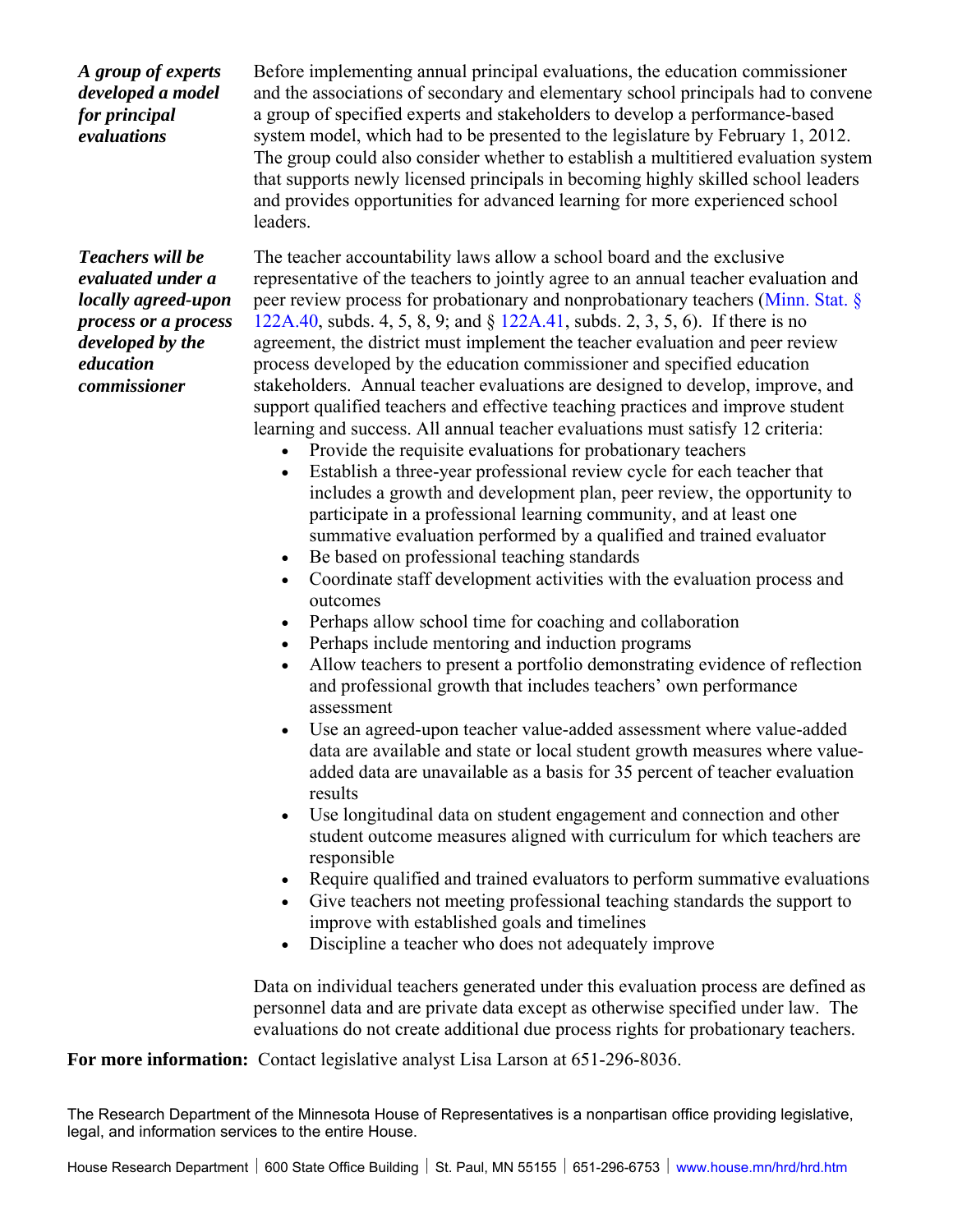*A group of experts developed a model for principal evaluations*

Before implementing annual principal evaluations, the education commissioner and the associations of secondary and elementary school principals had to convene a group of specified experts and stakeholders to develop a performance-based system model, which had to be presented to the legislature by February 1, 2012. The group could also consider whether to establish a multitiered evaluation system that supports newly licensed principals in becoming highly skilled school leaders and provides opportunities for advanced learning for more experienced school leaders.

*Teachers will be evaluated under a locally agreed-upon process or a process developed by the education commissioner*

The teacher accountability laws allow a school board and the exclusive representative of the teachers to jointly agree to an annual teacher evaluation and peer review process for probationary and nonprobationary teachers (Minn. Stat. § 122A.40, subds. 4, 5, 8, 9; and § 122A.41, subds. 2, 3, 5, 6). If there is no agreement, the district must implement the teacher evaluation and peer review process developed by the education commissioner and specified education stakeholders. Annual teacher evaluations are designed to develop, improve, and support qualified teachers and effective teaching practices and improve student learning and success. All annual teacher evaluations must satisfy 12 criteria:

- Provide the requisite evaluations for probationary teachers
- Establish a three-year professional review cycle for each teacher that includes a growth and development plan, peer review, the opportunity to participate in a professional learning community, and at least one summative evaluation performed by a qualified and trained evaluator
- Be based on professional teaching standards
- Coordinate staff development activities with the evaluation process and outcomes
- Perhaps allow school time for coaching and collaboration
- Perhaps include mentoring and induction programs
- Allow teachers to present a portfolio demonstrating evidence of reflection and professional growth that includes teachers' own performance assessment
- Use an agreed-upon teacher value-added assessment where value-added data are available and state or local student growth measures where value-added data are unavailable as a basis for 35 percent of teacher evaluation results
- Use longitudinal data on student engagement and connection and other student outcome measures aligned with curriculum for which teachers are responsible
- Require qualified and trained evaluators to perform summative evaluations
- Give teachers not meeting professional teaching standards the support to improve with established goals and timelines
- Discipline a teacher who does not adequately improve

Data on individual teachers generated under this evaluation process are defined as personnel data and are private data except as otherwise specified under law. The evaluations do not create additional due process rights for probationary teachers.

**For more information:** Contact legislative analyst Lisa Larson at 651-296-8036.

The Research Department of the Minnesota House of Representatives is a nonpartisan office providing legislative, legal, and information services to the entire House.

House Research Department | 600 State Office Building | St. Paul, MN 55155 | 651-296-6753 | www.house.mn/hrd/hrd.htm